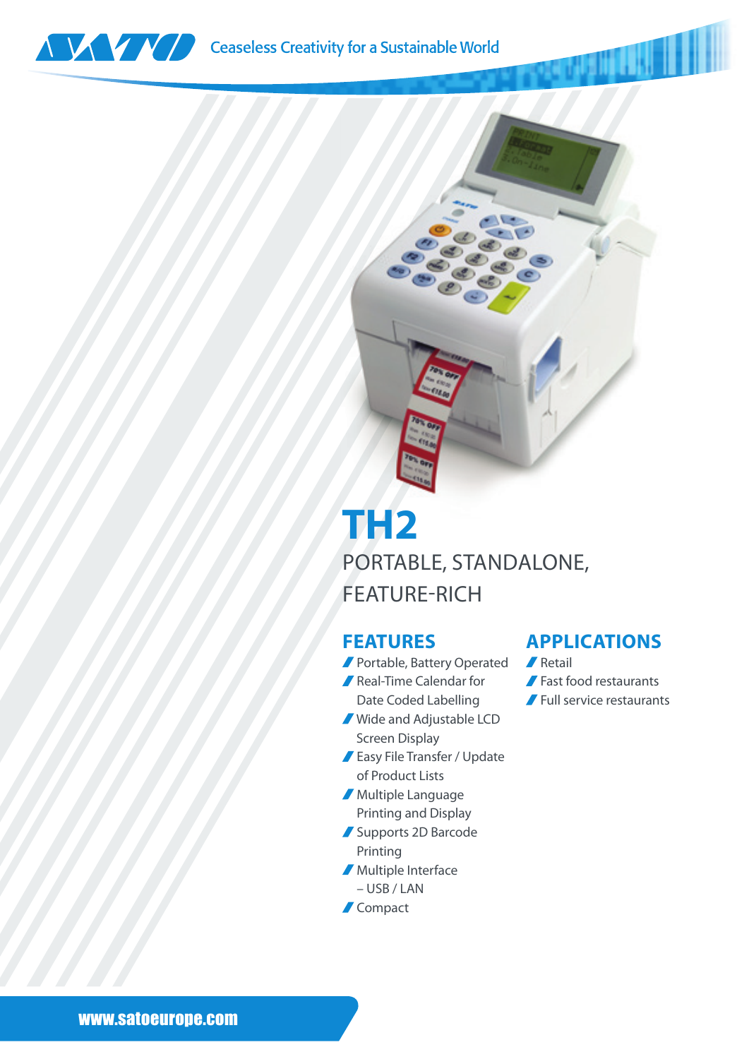Ceaseless Creativity for a Sustainable World

# TH2

PORTABLE, STANDALONE, FEATURE-RICH

## FEATURES

- Portable, Battery Operated
- Real-Time Calendar for Date Coded Labelling
- Wide and Adjustable LCD Screen Display
- Easy File Transfer / Update of Product Lists
- Multiple Language Printing and Display
- Supports 2D Barcode Printing
- Multiple Interface – USB / LAN
- Compact

## APPLICATIONS

- Retail
- Fast food restaurants
- Full service restaurants

www.satoeurope.com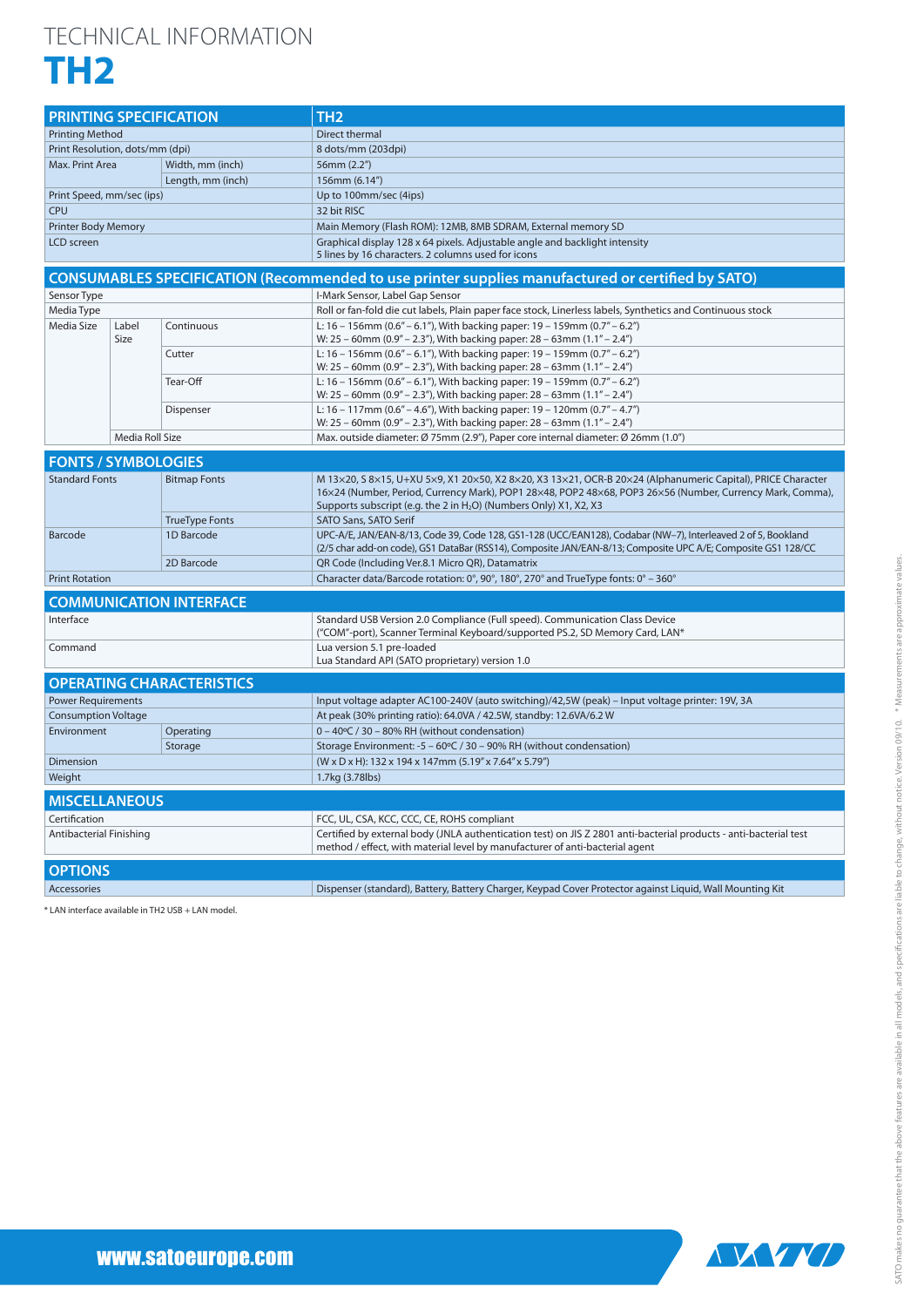TECHNICAL INFORMATION

# TH2

| PRINTING SPECIFICATION | | TH2 |
|---|---|---|
| Printing Method | | Direct thermal |
| Print Resolution, dots/mm (dpi) | | 8 dots/mm (203dpi) |
| Max. Print Area | Width, mm (inch) | 56mm (2.2") |
| | Length, mm (inch) | 156mm (6.14") |
| Print Speed, mm/sec (ips) | | Up to 100mm/sec (4ips) |
| CPU | | 32 bit RISC |
| Printer Body Memory | | Main Memory (Flash ROM): 12MB, 8MB SDRAM, External memory SD |
| LCD screen | | Graphical display 128 x 64 pixels. Adjustable angle and backlight intensity<br>5 lines by 16 characters. 2 columns used for icons |

| CONSUMABLES SPECIFICATION (Recommended to use printer supplies manufactured or certified by SATO) | | | |
|---|---|---|---|
| Sensor Type | | | I-Mark Sensor, Label Gap Sensor |
| Media Type | | | Roll or fan-fold die cut labels, Plain paper face stock, Linerless labels, Synthetics and Continuous stock |
| Media Size | Label Size | Continuous | L: 16 – 156mm (0.6" – 6.1"), With backing paper: 19 – 159mm (0.7" – 6.2")<br>W: 25 – 60mm (0.9" – 2.3"), With backing paper: 28 – 63mm (1.1" – 2.4") |
| | | Cutter | L: 16 – 156mm (0.6" – 6.1"), With backing paper: 19 – 159mm (0.7" – 6.2")<br>W: 25 – 60mm (0.9" – 2.3"), With backing paper: 28 – 63mm (1.1" – 2.4") |
| | | Tear-Off | L: 16 – 156mm (0.6" – 6.1"), With backing paper: 19 – 159mm (0.7" – 6.2")<br>W: 25 – 60mm (0.9" – 2.3"), With backing paper: 28 – 63mm (1.1" – 2.4") |
| | | Dispenser | L: 16 – 117mm (0.6" – 4.6"), With backing paper: 19 – 120mm (0.7" – 4.7")<br>W: 25 – 60mm (0.9" – 2.3"), With backing paper: 28 – 63mm (1.1" – 2.4") |
| | Media Roll Size | | Max. outside diameter: Ø 75mm (2.9"), Paper core internal diameter: Ø 26mm (1.0") |

| FONTS / SYMBOLOGIES | | |
|---|---|---|
| Standard Fonts | Bitmap Fonts | M 13×20, S 8×15, U+XU 5×9, X1 20×50, X2 8×20, X3 13×21, OCR-B 20×24 (Alphanumeric Capital), PRICE Character 16×24 (Number, Period, Currency Mark), POP1 28×48, POP2 48×68, POP3 26×56 (Number, Currency Mark, Comma), Supports subscript (e.g. the 2 in $H_2O$) (Numbers Only) X1, X2, X3 |
| | TrueType Fonts | SATO Sans, SATO Serif |
| Barcode | 1D Barcode | UPC-A/E, JAN/EAN-8/13, Code 39, Code 128, GS1-128 (UCC/EAN128), Codabar (NW-7), Interleaved 2 of 5, Bookland (2/5 char add-on code), GS1 DataBar (RSS14), Composite JAN/EAN-8/13; Composite UPC A/E; Composite GS1 128/CC |
| | 2D Barcode | QR Code (Including Ver.8.1 Micro QR), Datamatrix |
| Print Rotation | | Character data/Barcode rotation: 0°, 90°, 180°, 270° and TrueType fonts: 0° – 360° |

| COMMUNICATION INTERFACE | |
|---|---|
| Interface | Standard USB Version 2.0 Compliance (Full speed). Communication Class Device ("COM"-port), Scanner Terminal Keyboard/supported PS.2, SD Memory Card, LAN* |
| Command | Lua version 5.1 pre-loaded<br>Lua Standard API (SATO proprietary) version 1.0 |

| OPERATING CHARACTERISTICS | | |
|---|---|---|
| Power Requirements | | Input voltage adapter AC100-240V (auto switching)/42,5W (peak) – Input voltage printer: 19V, 3A |
| Consumption Voltage | | At peak (30% printing ratio): 64.0VA / 42.5W, standby: 12.6VA/6.2 W |
| Environment | Operating | 0 – 40ºC / 30 – 80% RH (without condensation) |
| | Storage | Storage Environment: -5 – 60ºC / 30 – 90% RH (without condensation) |
| Dimension | | (W x D x H): 132 x 194 x 147mm (5.19" x 7.64" x 5.79") |
| Weight | | 1.7kg (3.78lbs) |

| MISCELLANEOUS | |
|---|---|
| Certification | FCC, UL, CSA, KCC, CCC, CE, ROHS compliant |
| Antibacterial Finishing | Certified by external body (JNLA authentication test) on JIS Z 2801 anti-bacterial products - anti-bacterial test method / effect, with material level by manufacturer of anti-bacterial agent |

| OPTIONS | |
|---|---|
| Accessories | Dispenser (standard), Battery, Battery Charger, Keypad Cover Protector against Liquid, Wall Mounting Kit |

* LAN interface available in TH2 USB + LAN model.

SATO makes no guarantee that the above features are available in all models, and specifications are liable to change, without notice. Version 09/10. * Measurements are approximate values.

www.satoeurope.com

SATO